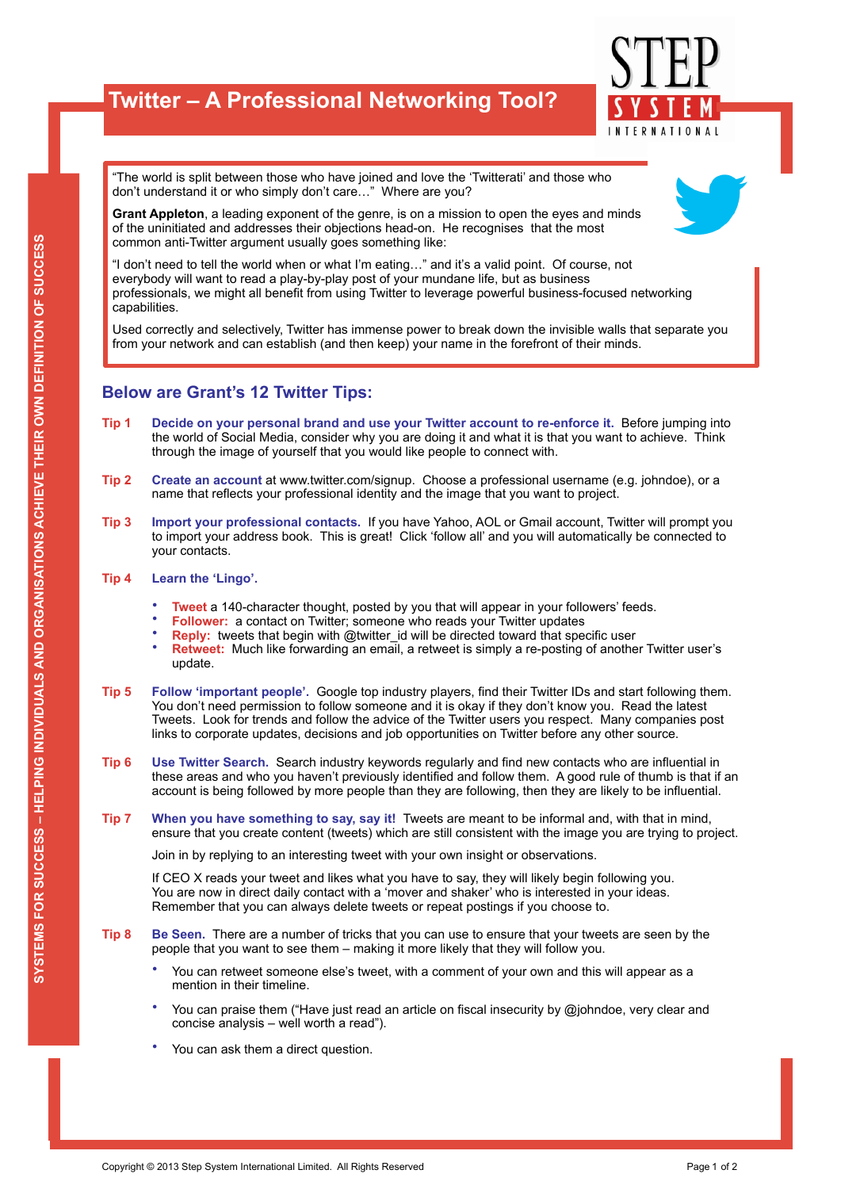# Twitter – A Professional Networking Tool?

SYSTEMS FOR SUCCESS – HELPING INDIVIDUALS AND ORGANISATIONS ACHIEVE THEIR OWN DEFINITION OF SUCCESS

"The world is split between those who have joined and love the 'Twitterati' and those who don't understand it or who simply don't care…" Where are you?

**Grant Appleton**, a leading exponent of the genre, is on a mission to open the eyes and minds of the uninitiated and addresses their objections head-on. He recognises that the most common anti-Twitter argument usually goes something like:

"I don't need to tell the world when or what I'm eating…" and it's a valid point. Of course, not everybody will want to read a play-by-play post of your mundane life, but as business professionals, we might all benefit from using Twitter to leverage powerful business-focused networking capabilities.

Used correctly and selectively, Twitter has immense power to break down the invisible walls that separate you from your network and can establish (and then keep) your name in the forefront of their minds.

## Below are Grant's 12 Twitter Tips:

**Tip 1** **Decide on your personal brand and use your Twitter account to re-enforce it.** Before jumping into the world of Social Media, consider why you are doing it and what it is that you want to achieve. Think through the image of yourself that you would like people to connect with.

**Tip 2** **Create an account** at www.twitter.com/signup. Choose a professional username (e.g. johndoe), or a name that reflects your professional identity and the image that you want to project.

**Tip 3** **Import your professional contacts.** If you have Yahoo, AOL or Gmail account, Twitter will prompt you to import your address book. This is great! Click 'follow all' and you will automatically be connected to your contacts.

**Tip 4** **Learn the 'Lingo'.**

- **Tweet** a 140-character thought, posted by you that will appear in your followers' feeds.
- **Follower:** a contact on Twitter; someone who reads your Twitter updates
- **Reply:** tweets that begin with @twitter_id will be directed toward that specific user
- **Retweet:** Much like forwarding an email, a retweet is simply a re-posting of another Twitter user's update.

**Tip 5** **Follow 'important people'.** Google top industry players, find their Twitter IDs and start following them. You don't need permission to follow someone and it is okay if they don't know you. Read the latest Tweets. Look for trends and follow the advice of the Twitter users you respect. Many companies post links to corporate updates, decisions and job opportunities on Twitter before any other source.

**Tip 6** **Use Twitter Search.** Search industry keywords regularly and find new contacts who are influential in these areas and who you haven't previously identified and follow them. A good rule of thumb is that if an account is being followed by more people than they are following, then they are likely to be influential.

**Tip 7** **When you have something to say, say it!** Tweets are meant to be informal and, with that in mind, ensure that you create content (tweets) which are still consistent with the image you are trying to project.

Join in by replying to an interesting tweet with your own insight or observations.

If CEO X reads your tweet and likes what you have to say, they will likely begin following you. You are now in direct daily contact with a 'mover and shaker' who is interested in your ideas. Remember that you can always delete tweets or repeat postings if you choose to.

**Tip 8** **Be Seen.** There are a number of tricks that you can use to ensure that your tweets are seen by the people that you want to see them – making it more likely that they will follow you.

- You can retweet someone else's tweet, with a comment of your own and this will appear as a mention in their timeline.
- You can praise them ("Have just read an article on fiscal insecurity by @johndoe, very clear and concise analysis – well worth a read").
- You can ask them a direct question.

Copyright © 2013 Step System International Limited. All Rights Reserved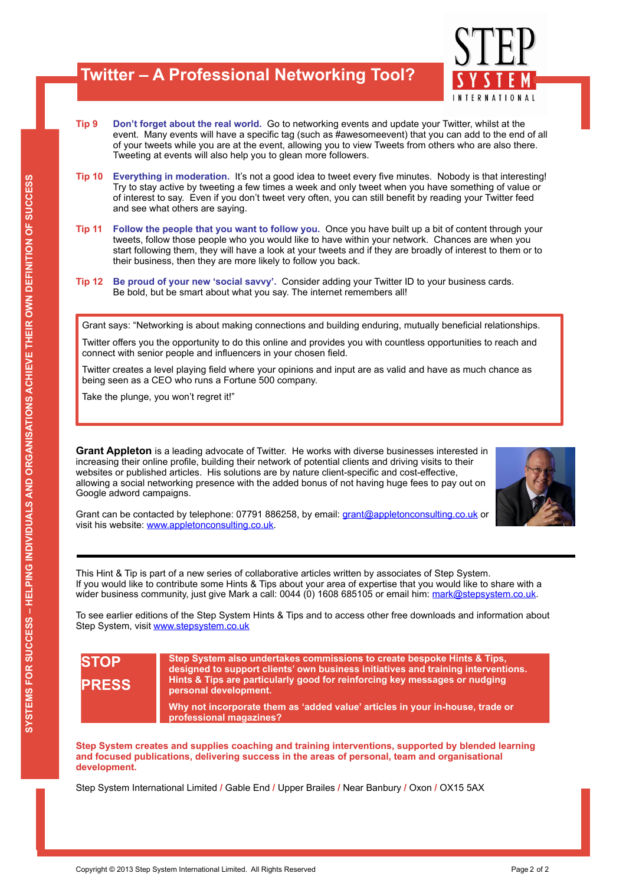# Twitter – A Professional Networking Tool?

**Tip 9** **Don't forget about the real world.** Go to networking events and update your Twitter, whilst at the event. Many events will have a specific tag (such as #awesomeevent) that you can add to the end of all of your tweets while you are at the event, allowing you to view Tweets from others who are also there. Tweeting at events will also help you to glean more followers.

**Tip 10** **Everything in moderation.** It's not a good idea to tweet every five minutes. Nobody is that interesting! Try to stay active by tweeting a few times a week and only tweet when you have something of value or of interest to say. Even if you don't tweet very often, you can still benefit by reading your Twitter feed and see what others are saying.

**Tip 11** **Follow the people that you want to follow you.** Once you have built up a bit of content through your tweets, follow those people who you would like to have within your network. Chances are when you start following them, they will have a look at your tweets and if they are broadly of interest to them or to their business, then they are more likely to follow you back.

**Tip 12** **Be proud of your new 'social savvy'.** Consider adding your Twitter ID to your business cards. Be bold, but be smart about what you say. The internet remembers all!

> Grant says: "Networking is about making connections and building enduring, mutually beneficial relationships.
>
> Twitter offers you the opportunity to do this online and provides you with countless opportunities to reach and connect with senior people and influencers in your chosen field.
>
> Twitter creates a level playing field where your opinions and input are as valid and have as much chance as being seen as a CEO who runs a Fortune 500 company.
>
> Take the plunge, you won't regret it!"

**Grant Appleton** is a leading advocate of Twitter. He works with diverse businesses interested in increasing their online profile, building their network of potential clients and driving visits to their websites or published articles. His solutions are by nature client-specific and cost-effective, allowing a social networking presence with the added bonus of not having huge fees to pay out on Google adword campaigns.

Grant can be contacted by telephone: 07791 886258, by email: grant@appletonconsulting.co.uk or visit his website: www.appletonconsulting.co.uk.

---

This Hint & Tip is part of a new series of collaborative articles written by associates of Step System. If you would like to contribute some Hints & Tips about your area of expertise that you would like to share with a wider business community, just give Mark a call: 0044 (0) 1608 685105 or email him: mark@stepsystem.co.uk.

To see earlier editions of the Step System Hints & Tips and to access other free downloads and information about Step System, visit www.stepsystem.co.uk

**STOP PRESS**

**Step System also undertakes commissions to create bespoke Hints & Tips, designed to support clients' own business initiatives and training interventions. Hints & Tips are particularly good for reinforcing key messages or nudging personal development.**

**Why not incorporate them as 'added value' articles in your in-house, trade or professional magazines?**

**Step System creates and supplies coaching and training interventions, supported by blended learning and focused publications, delivering success in the areas of personal, team and organisational development.**

Step System International Limited / Gable End / Upper Brailes / Near Banbury / Oxon / OX15 5AX

Copyright © 2013 Step System International Limited. All Rights Reserved